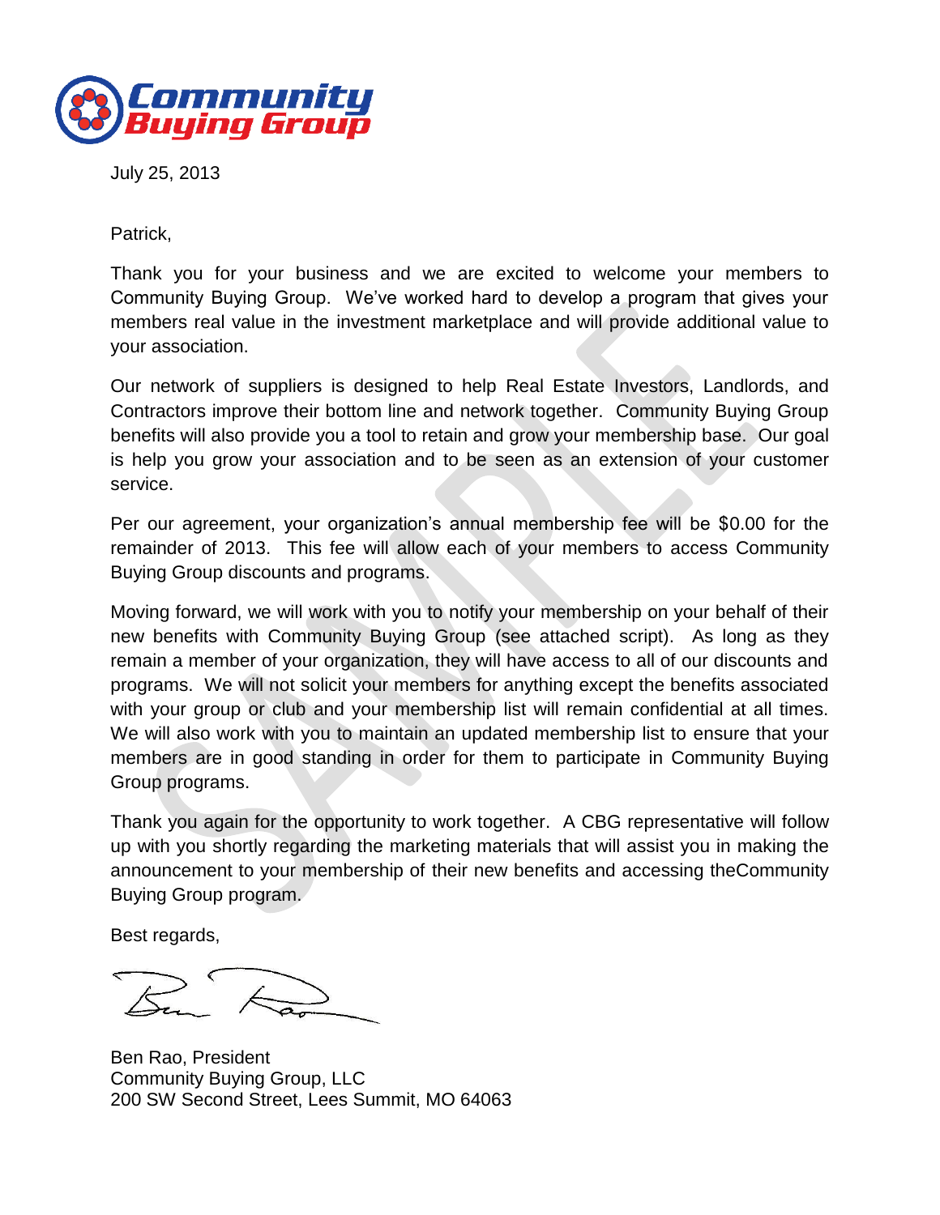Community Buying Group

July 25, 2013

Patrick,

Thank you for your business and we are excited to welcome your members to Community Buying Group. We've worked hard to develop a program that gives your members real value in the investment marketplace and will provide additional value to your association.

Our network of suppliers is designed to help Real Estate Investors, Landlords, and Contractors improve their bottom line and network together. Community Buying Group benefits will also provide you a tool to retain and grow your membership base. Our goal is help you grow your association and to be seen as an extension of your customer service.

Per our agreement, your organization's annual membership fee will be $0.00 for the remainder of 2013. This fee will allow each of your members to access Community Buying Group discounts and programs.

Moving forward, we will work with you to notify your membership on your behalf of their new benefits with Community Buying Group (see attached script). As long as they remain a member of your organization, they will have access to all of our discounts and programs. We will not solicit your members for anything except the benefits associated with your group or club and your membership list will remain confidential at all times. We will also work with you to maintain an updated membership list to ensure that your members are in good standing in order for them to participate in Community Buying Group programs.

Thank you again for the opportunity to work together. A CBG representative will follow up with you shortly regarding the marketing materials that will assist you in making the announcement to your membership of their new benefits and accessing theCommunity Buying Group program.

Best regards,

Ben Rao, President
Community Buying Group, LLC
200 SW Second Street, Lees Summit, MO 64063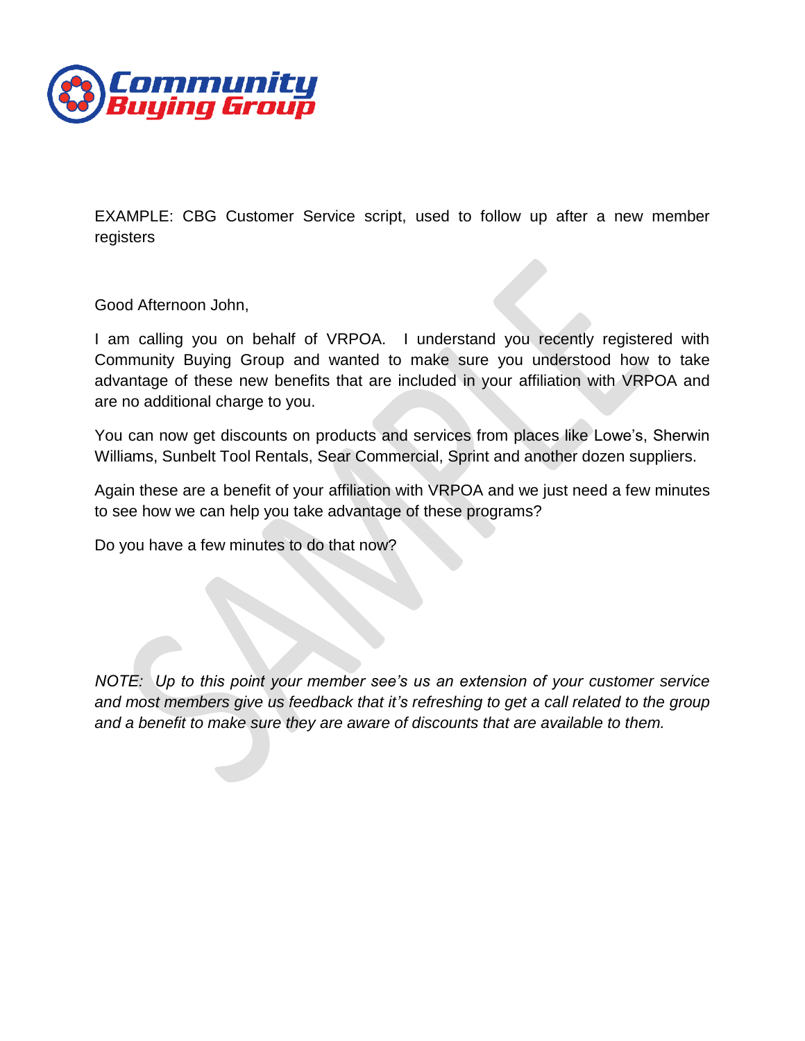**Community Buying Group**

EXAMPLE: CBG Customer Service script, used to follow up after a new member registers

Good Afternoon John,

I am calling you on behalf of VRPOA. I understand you recently registered with Community Buying Group and wanted to make sure you understood how to take advantage of these new benefits that are included in your affiliation with VRPOA and are no additional charge to you.

You can now get discounts on products and services from places like Lowe's, Sherwin Williams, Sunbelt Tool Rentals, Sear Commercial, Sprint and another dozen suppliers.

Again these are a benefit of your affiliation with VRPOA and we just need a few minutes to see how we can help you take advantage of these programs?

Do you have a few minutes to do that now?

*NOTE: Up to this point your member see's us an extension of your customer service and most members give us feedback that it's refreshing to get a call related to the group and a benefit to make sure they are aware of discounts that are available to them.*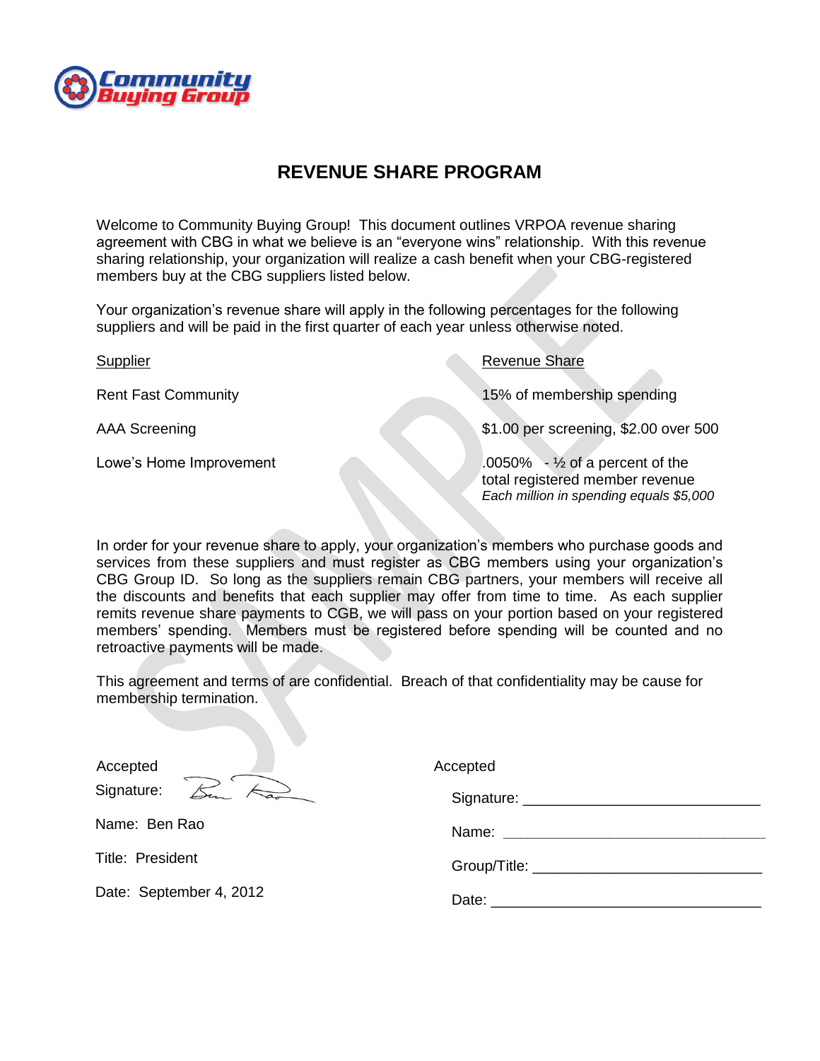Community Buying Group

# REVENUE SHARE PROGRAM

Welcome to Community Buying Group! This document outlines VRPOA revenue sharing agreement with CBG in what we believe is an "everyone wins" relationship. With this revenue sharing relationship, your organization will realize a cash benefit when your CBG-registered members buy at the CBG suppliers listed below.

Your organization's revenue share will apply in the following percentages for the following suppliers and will be paid in the first quarter of each year unless otherwise noted.

| Supplier | Revenue Share |
|---|---|
| Rent Fast Community | 15% of membership spending |
| AAA Screening | $1.00 per screening, $2.00 over 500 |
| Lowe's Home Improvement | .0050% - ½ of a percent of the total registered member revenue *Each million in spending equals $5,000* |

In order for your revenue share to apply, your organization's members who purchase goods and services from these suppliers and must register as CBG members using your organization's CBG Group ID. So long as the suppliers remain CBG partners, your members will receive all the discounts and benefits that each supplier may offer from time to time. As each supplier remits revenue share payments to CGB, we will pass on your portion based on your registered members' spending. Members must be registered before spending will be counted and no retroactive payments will be made.

This agreement and terms of are confidential. Breach of that confidentiality may be cause for membership termination.

Accepted

Signature: Ben Rao

Name: Ben Rao

Title: President

Date: September 4, 2012

Accepted

Signature: ____________________________

Name: ____________________________

Group/Title: ____________________________

Date: ____________________________